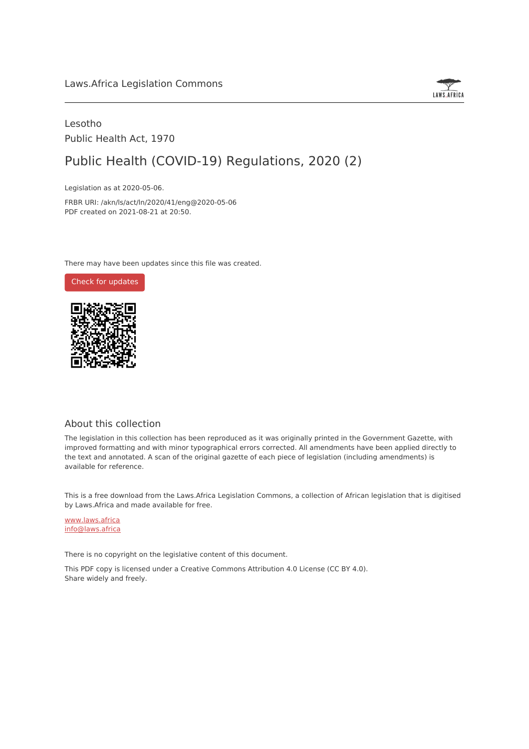Laws.Africa Legislation Commons

Lesotho

Public Health Act, 1970

# Public Health (COVID-19) Regulations, 2020 (2)

Legislation as at 2020-05-06.

FRBR URI: /akn/ls/act/ln/2020/41/eng@2020-05-06

PDF created on 2021-08-21 at 20:50.

There may have been updates since this file was created.

Check for updates

## About this collection

The legislation in this collection has been reproduced as it was originally printed in the Government Gazette, with improved formatting and with minor typographical errors corrected. All amendments have been applied directly to the text and annotated. A scan of the original gazette of each piece of legislation (including amendments) is available for reference.

This is a free download from the Laws.Africa Legislation Commons, a collection of African legislation that is digitised by Laws.Africa and made available for free.

www.laws.africa

info@laws.africa

There is no copyright on the legislative content of this document.

This PDF copy is licensed under a Creative Commons Attribution 4.0 License (CC BY 4.0).
Share widely and freely.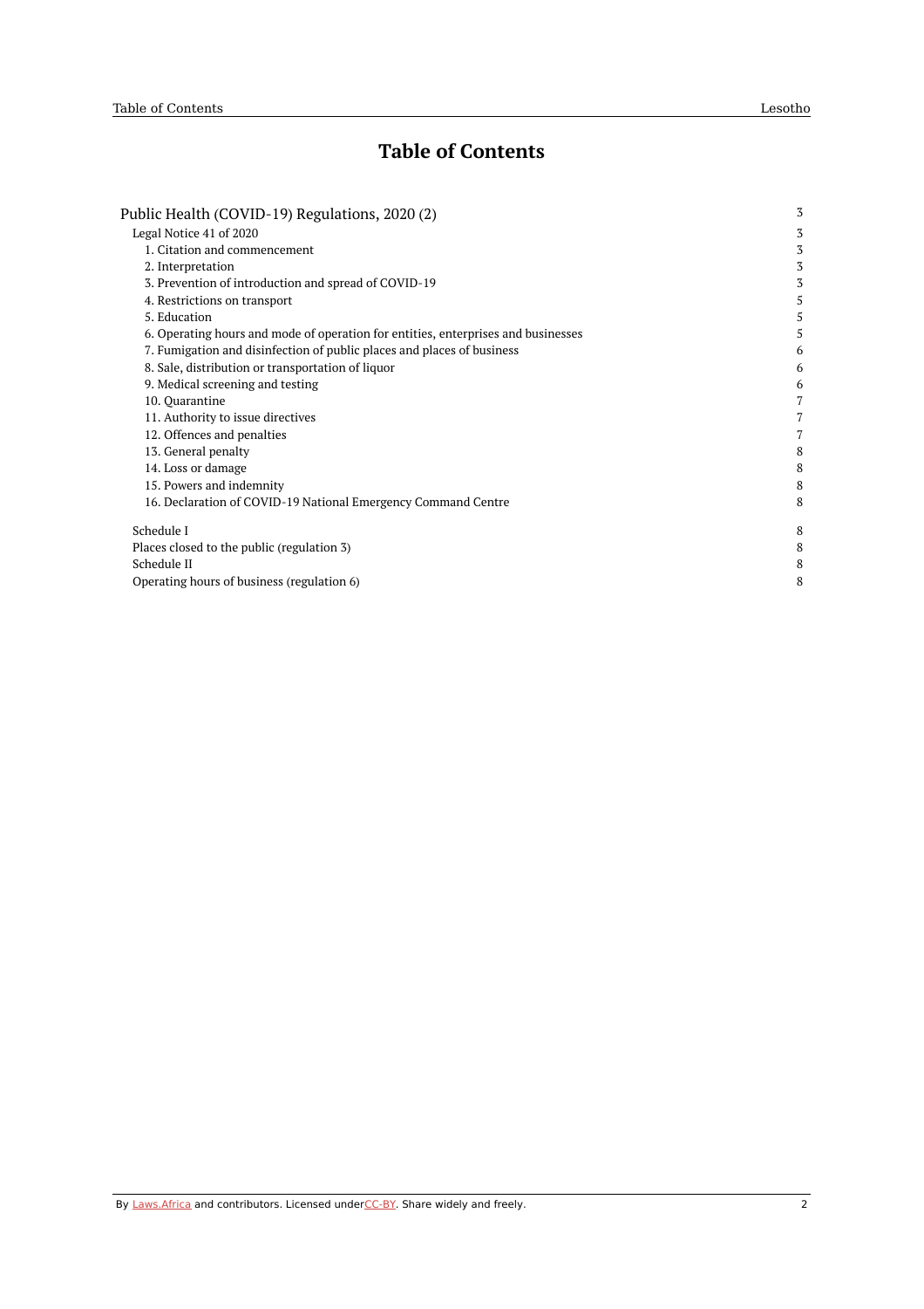# Table of Contents

| | |
|---|---|
| Public Health (COVID-19) Regulations, 2020 (2) | 3 |
| Legal Notice 41 of 2020 | 3 |
| 1. Citation and commencement | 3 |
| 2. Interpretation | 3 |
| 3. Prevention of introduction and spread of COVID-19 | 3 |
| 4. Restrictions on transport | 5 |
| 5. Education | 5 |
| 6. Operating hours and mode of operation for entities, enterprises and businesses | 5 |
| 7. Fumigation and disinfection of public places and places of business | 6 |
| 8. Sale, distribution or transportation of liquor | 6 |
| 9. Medical screening and testing | 6 |
| 10. Quarantine | 7 |
| 11. Authority to issue directives | 7 |
| 12. Offences and penalties | 7 |
| 13. General penalty | 8 |
| 14. Loss or damage | 8 |
| 15. Powers and indemnity | 8 |
| 16. Declaration of COVID-19 National Emergency Command Centre | 8 |
| Schedule I | 8 |
| Places closed to the public (regulation 3) | 8 |
| Schedule II | 8 |
| Operating hours of business (regulation 6) | 8 |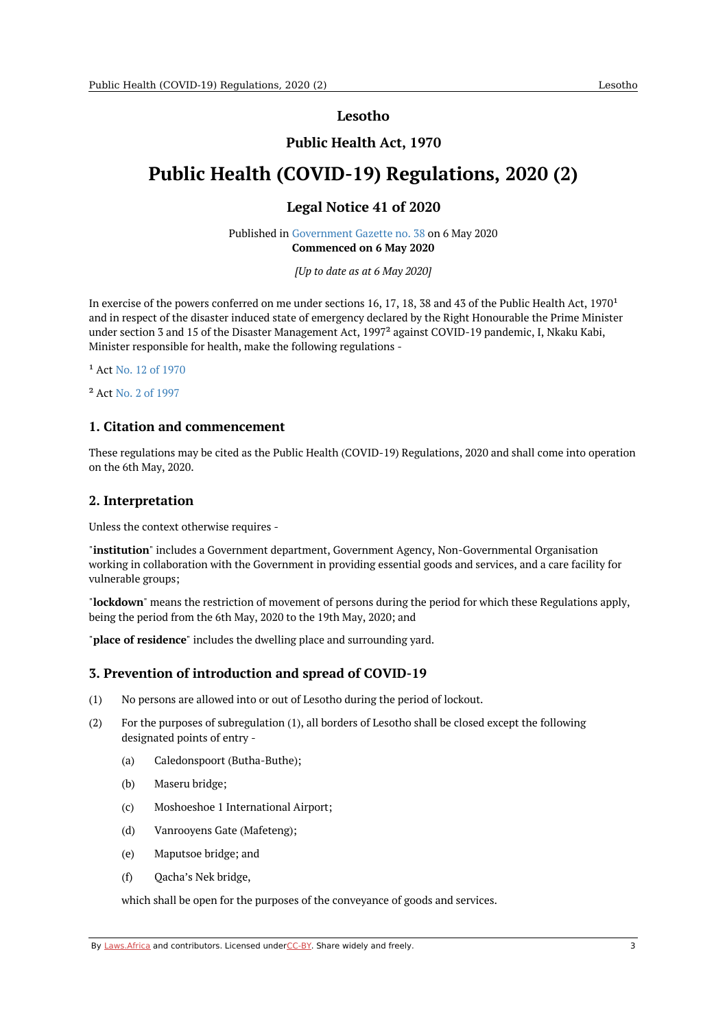# Lesotho

## Public Health Act, 1970

# Public Health (COVID-19) Regulations, 2020 (2)

## Legal Notice 41 of 2020

Published in Government Gazette no. 38 on 6 May 2020
**Commenced on 6 May 2020**

*[Up to date as at 6 May 2020]*

In exercise of the powers conferred on me under sections 16, 17, 18, 38 and 43 of the Public Health Act, 1970[1] and in respect of the disaster induced state of emergency declared by the Right Honourable the Prime Minister under section 3 and 15 of the Disaster Management Act, 1997[2] against COVID-19 pandemic, I, Nkaku Kabi, Minister responsible for health, make the following regulations -

[1] Act No. 12 of 1970

[2] Act No. 2 of 1997

### 1. Citation and commencement

These regulations may be cited as the Public Health (COVID-19) Regulations, 2020 and shall come into operation on the 6th May, 2020.

### 2. Interpretation

Unless the context otherwise requires -

"**institution**" includes a Government department, Government Agency, Non-Governmental Organisation working in collaboration with the Government in providing essential goods and services, and a care facility for vulnerable groups;

"**lockdown**" means the restriction of movement of persons during the period for which these Regulations apply, being the period from the 6th May, 2020 to the 19th May, 2020; and

"**place of residence**" includes the dwelling place and surrounding yard.

### 3. Prevention of introduction and spread of COVID-19

(1) No persons are allowed into or out of Lesotho during the period of lockout.

(2) For the purposes of subregulation (1), all borders of Lesotho shall be closed except the following designated points of entry -

- (a) Caledonspoort (Butha-Buthe);
- (b) Maseru bridge;
- (c) Moshoeshoe 1 International Airport;
- (d) Vanrooyens Gate (Mafeteng);
- (e) Maputsoe bridge; and
- (f) Qacha's Nek bridge,

which shall be open for the purposes of the conveyance of goods and services.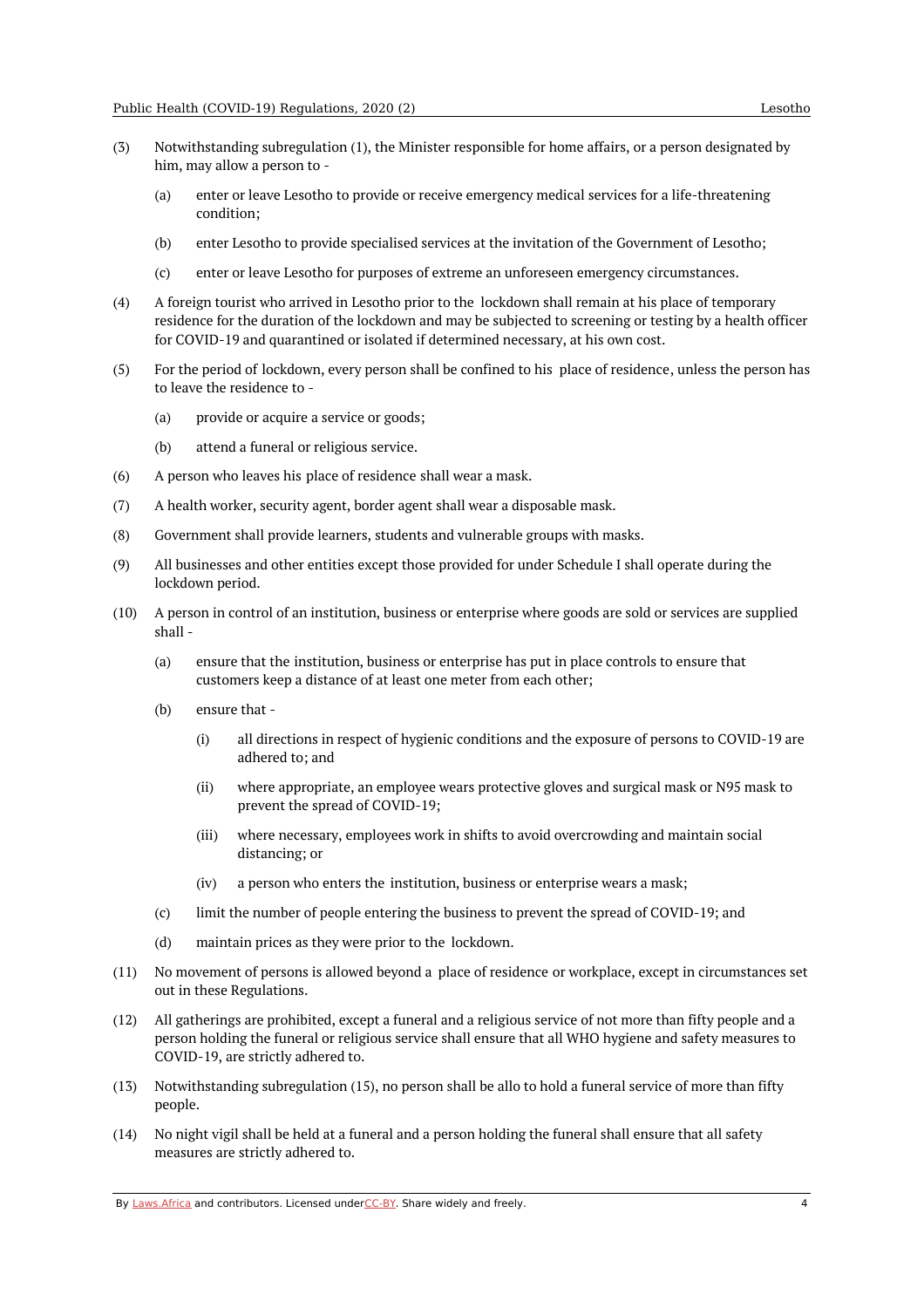(3) Notwithstanding subregulation (1), the Minister responsible for home affairs, or a person designated by him, may allow a person to -

(a) enter or leave Lesotho to provide or receive emergency medical services for a life-threatening condition;

(b) enter Lesotho to provide specialised services at the invitation of the Government of Lesotho;

(c) enter or leave Lesotho for purposes of extreme an unforeseen emergency circumstances.

(4) A foreign tourist who arrived in Lesotho prior to the lockdown shall remain at his place of temporary residence for the duration of the lockdown and may be subjected to screening or testing by a health officer for COVID-19 and quarantined or isolated if determined necessary, at his own cost.

(5) For the period of lockdown, every person shall be confined to his place of residence, unless the person has to leave the residence to -

(a) provide or acquire a service or goods;

(b) attend a funeral or religious service.

(6) A person who leaves his place of residence shall wear a mask.

(7) A health worker, security agent, border agent shall wear a disposable mask.

(8) Government shall provide learners, students and vulnerable groups with masks.

(9) All businesses and other entities except those provided for under Schedule I shall operate during the lockdown period.

(10) A person in control of an institution, business or enterprise where goods are sold or services are supplied shall -

(a) ensure that the institution, business or enterprise has put in place controls to ensure that customers keep a distance of at least one meter from each other;

(b) ensure that -

(i) all directions in respect of hygienic conditions and the exposure of persons to COVID-19 are adhered to; and

(ii) where appropriate, an employee wears protective gloves and surgical mask or N95 mask to prevent the spread of COVID-19;

(iii) where necessary, employees work in shifts to avoid overcrowding and maintain social distancing; or

(iv) a person who enters the institution, business or enterprise wears a mask;

(c) limit the number of people entering the business to prevent the spread of COVID-19; and

(d) maintain prices as they were prior to the lockdown.

(11) No movement of persons is allowed beyond a place of residence or workplace, except in circumstances set out in these Regulations.

(12) All gatherings are prohibited, except a funeral and a religious service of not more than fifty people and a person holding the funeral or religious service shall ensure that all WHO hygiene and safety measures to COVID-19, are strictly adhered to.

(13) Notwithstanding subregulation (15), no person shall be allo to hold a funeral service of more than fifty people.

(14) No night vigil shall be held at a funeral and a person holding the funeral shall ensure that all safety measures are strictly adhered to.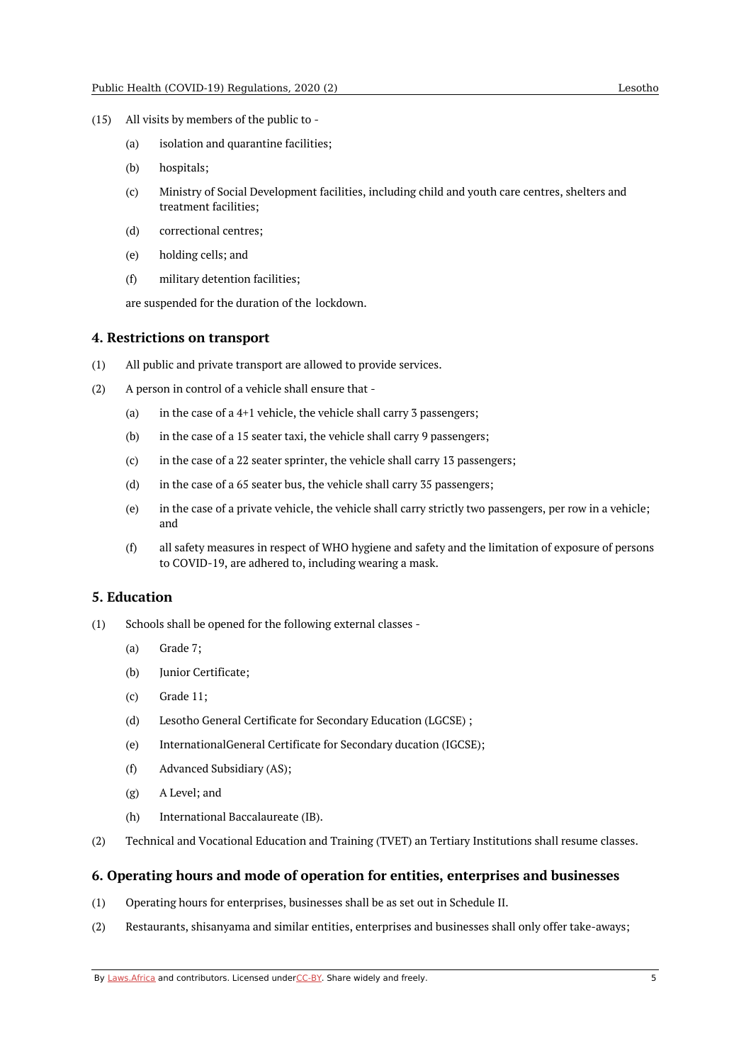(15) All visits by members of the public to -

(a) isolation and quarantine facilities;

(b) hospitals;

(c) Ministry of Social Development facilities, including child and youth care centres, shelters and treatment facilities;

(d) correctional centres;

(e) holding cells; and

(f) military detention facilities;

are suspended for the duration of the lockdown.

### 4. Restrictions on transport

(1) All public and private transport are allowed to provide services.

(2) A person in control of a vehicle shall ensure that -

(a) in the case of a 4+1 vehicle, the vehicle shall carry 3 passengers;

(b) in the case of a 15 seater taxi, the vehicle shall carry 9 passengers;

(c) in the case of a 22 seater sprinter, the vehicle shall carry 13 passengers;

(d) in the case of a 65 seater bus, the vehicle shall carry 35 passengers;

(e) in the case of a private vehicle, the vehicle shall carry strictly two passengers, per row in a vehicle; and

(f) all safety measures in respect of WHO hygiene and safety and the limitation of exposure of persons to COVID-19, are adhered to, including wearing a mask.

### 5. Education

(1) Schools shall be opened for the following external classes -

(a) Grade 7;

(b) Junior Certificate;

(c) Grade 11;

(d) Lesotho General Certificate for Secondary Education (LGCSE) ;

(e) InternationalGeneral Certificate for Secondary ducation (IGCSE);

(f) Advanced Subsidiary (AS);

(g) A Level; and

(h) International Baccalaureate (IB).

(2) Technical and Vocational Education and Training (TVET) an Tertiary Institutions shall resume classes.

### 6. Operating hours and mode of operation for entities, enterprises and businesses

(1) Operating hours for enterprises, businesses shall be as set out in Schedule II.

(2) Restaurants, shisanyama and similar entities, enterprises and businesses shall only offer take-aways;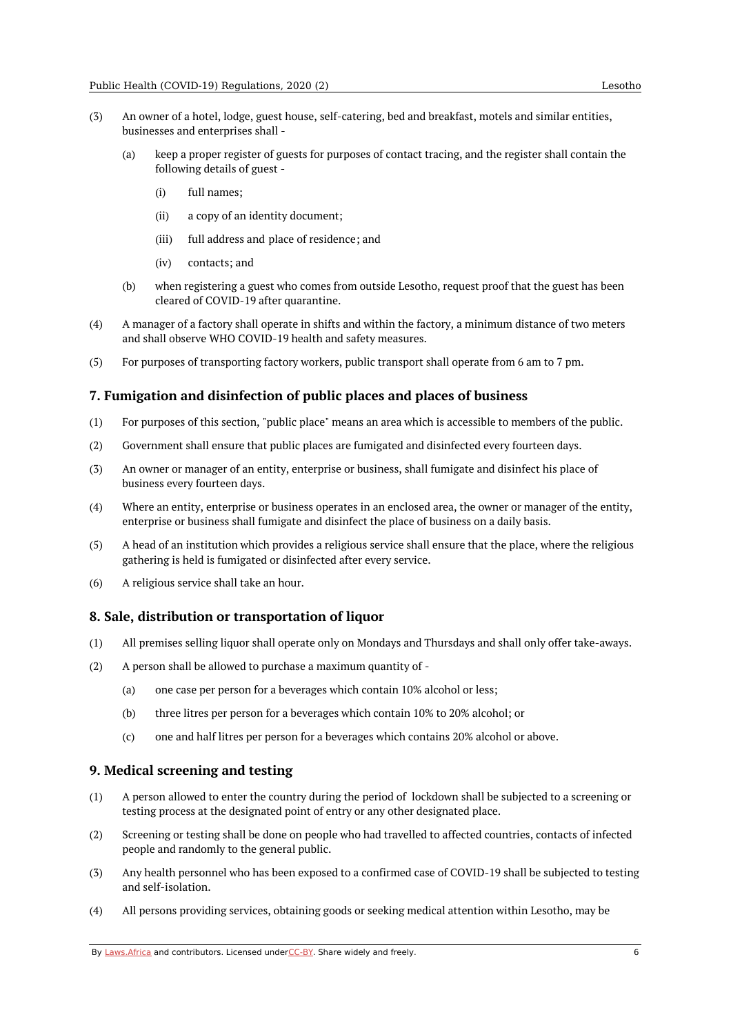(3) An owner of a hotel, lodge, guest house, self-catering, bed and breakfast, motels and similar entities, businesses and enterprises shall -

   (a) keep a proper register of guests for purposes of contact tracing, and the register shall contain the following details of guest -

      (i) full names;

      (ii) a copy of an identity document;

      (iii) full address and place of residence; and

      (iv) contacts; and

   (b) when registering a guest who comes from outside Lesotho, request proof that the guest has been cleared of COVID-19 after quarantine.

(4) A manager of a factory shall operate in shifts and within the factory, a minimum distance of two meters and shall observe WHO COVID-19 health and safety measures.

(5) For purposes of transporting factory workers, public transport shall operate from 6 am to 7 pm.

## 7. Fumigation and disinfection of public places and places of business

(1) For purposes of this section, "public place" means an area which is accessible to members of the public.

(2) Government shall ensure that public places are fumigated and disinfected every fourteen days.

(3) An owner or manager of an entity, enterprise or business, shall fumigate and disinfect his place of business every fourteen days.

(4) Where an entity, enterprise or business operates in an enclosed area, the owner or manager of the entity, enterprise or business shall fumigate and disinfect the place of business on a daily basis.

(5) A head of an institution which provides a religious service shall ensure that the place, where the religious gathering is held is fumigated or disinfected after every service.

(6) A religious service shall take an hour.

## 8. Sale, distribution or transportation of liquor

(1) All premises selling liquor shall operate only on Mondays and Thursdays and shall only offer take-aways.

(2) A person shall be allowed to purchase a maximum quantity of -

   (a) one case per person for a beverages which contain 10% alcohol or less;

   (b) three litres per person for a beverages which contain 10% to 20% alcohol; or

   (c) one and half litres per person for a beverages which contains 20% alcohol or above.

## 9. Medical screening and testing

(1) A person allowed to enter the country during the period of lockdown shall be subjected to a screening or testing process at the designated point of entry or any other designated place.

(2) Screening or testing shall be done on people who had travelled to affected countries, contacts of infected people and randomly to the general public.

(3) Any health personnel who has been exposed to a confirmed case of COVID-19 shall be subjected to testing and self-isolation.

(4) All persons providing services, obtaining goods or seeking medical attention within Lesotho, may be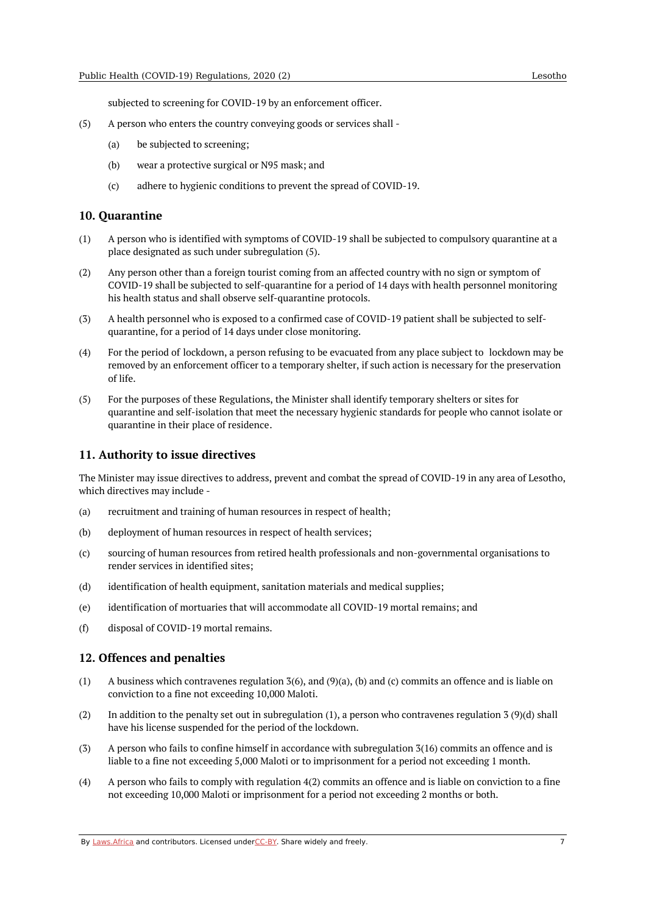subjected to screening for COVID-19 by an enforcement officer.

(5) A person who enters the country conveying goods or services shall -

(a) be subjected to screening;

(b) wear a protective surgical or N95 mask; and

(c) adhere to hygienic conditions to prevent the spread of COVID-19.

## 10. Quarantine

(1) A person who is identified with symptoms of COVID-19 shall be subjected to compulsory quarantine at a place designated as such under subregulation (5).

(2) Any person other than a foreign tourist coming from an affected country with no sign or symptom of COVID-19 shall be subjected to self-quarantine for a period of 14 days with health personnel monitoring his health status and shall observe self-quarantine protocols.

(3) A health personnel who is exposed to a confirmed case of COVID-19 patient shall be subjected to self-quarantine, for a period of 14 days under close monitoring.

(4) For the period of lockdown, a person refusing to be evacuated from any place subject to lockdown may be removed by an enforcement officer to a temporary shelter, if such action is necessary for the preservation of life.

(5) For the purposes of these Regulations, the Minister shall identify temporary shelters or sites for quarantine and self-isolation that meet the necessary hygienic standards for people who cannot isolate or quarantine in their place of residence.

## 11. Authority to issue directives

The Minister may issue directives to address, prevent and combat the spread of COVID-19 in any area of Lesotho, which directives may include -

(a) recruitment and training of human resources in respect of health;

(b) deployment of human resources in respect of health services;

(c) sourcing of human resources from retired health professionals and non-governmental organisations to render services in identified sites;

(d) identification of health equipment, sanitation materials and medical supplies;

(e) identification of mortuaries that will accommodate all COVID-19 mortal remains; and

(f) disposal of COVID-19 mortal remains.

## 12. Offences and penalties

(1) A business which contravenes regulation 3(6), and (9)(a), (b) and (c) commits an offence and is liable on conviction to a fine not exceeding 10,000 Maloti.

(2) In addition to the penalty set out in subregulation (1), a person who contravenes regulation 3 (9)(d) shall have his license suspended for the period of the lockdown.

(3) A person who fails to confine himself in accordance with subregulation 3(16) commits an offence and is liable to a fine not exceeding 5,000 Maloti or to imprisonment for a period not exceeding 1 month.

(4) A person who fails to comply with regulation 4(2) commits an offence and is liable on conviction to a fine not exceeding 10,000 Maloti or imprisonment for a period not exceeding 2 months or both.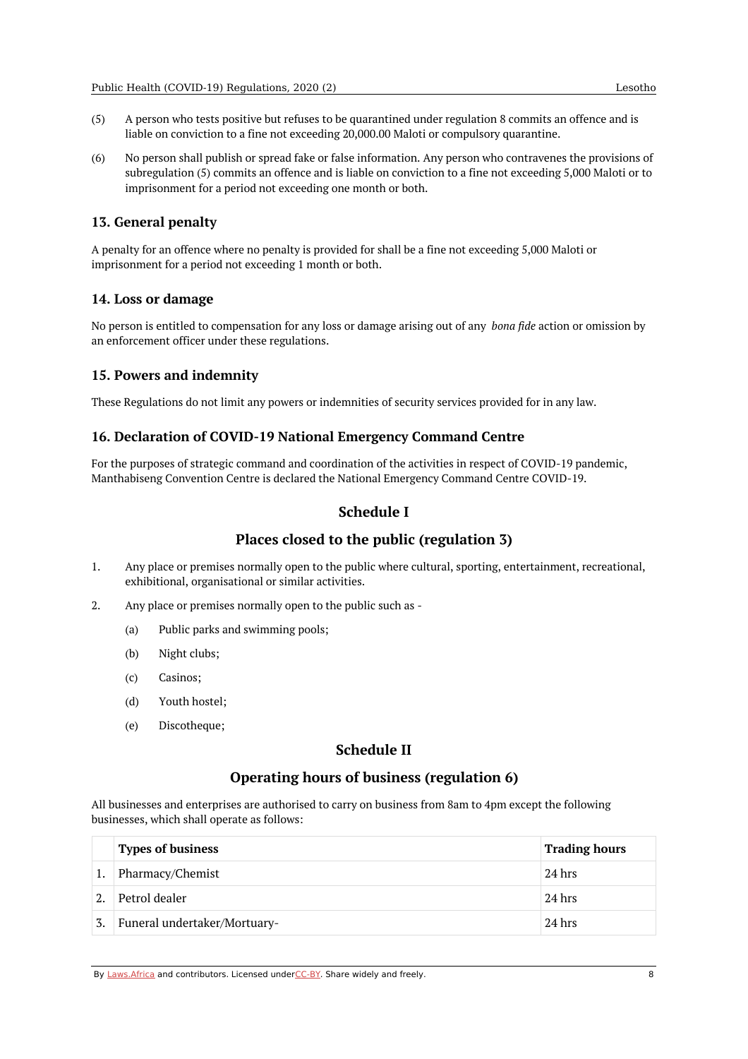(5) A person who tests positive but refuses to be quarantined under regulation 8 commits an offence and is liable on conviction to a fine not exceeding 20,000.00 Maloti or compulsory quarantine.

(6) No person shall publish or spread fake or false information. Any person who contravenes the provisions of subregulation (5) commits an offence and is liable on conviction to a fine not exceeding 5,000 Maloti or to imprisonment for a period not exceeding one month or both.

### 13. General penalty

A penalty for an offence where no penalty is provided for shall be a fine not exceeding 5,000 Maloti or imprisonment for a period not exceeding 1 month or both.

### 14. Loss or damage

No person is entitled to compensation for any loss or damage arising out of any *bona fide* action or omission by an enforcement officer under these regulations.

### 15. Powers and indemnity

These Regulations do not limit any powers or indemnities of security services provided for in any law.

### 16. Declaration of COVID-19 National Emergency Command Centre

For the purposes of strategic command and coordination of the activities in respect of COVID-19 pandemic, Manthabiseng Convention Centre is declared the National Emergency Command Centre COVID-19.

## Schedule I

## Places closed to the public (regulation 3)

1. Any place or premises normally open to the public where cultural, sporting, entertainment, recreational, exhibitional, organisational or similar activities.
2. Any place or premises normally open to the public such as -
   - (a) Public parks and swimming pools;
   - (b) Night clubs;
   - (c) Casinos;
   - (d) Youth hostel;
   - (e) Discotheque;

## Schedule II

## Operating hours of business (regulation 6)

All businesses and enterprises are authorised to carry on business from 8am to 4pm except the following businesses, which shall operate as follows:

| | Types of business | Trading hours |
|---|---|---|
| 1. | Pharmacy/Chemist | 24 hrs |
| 2. | Petrol dealer | 24 hrs |
| 3. | Funeral undertaker/Mortuary- | 24 hrs |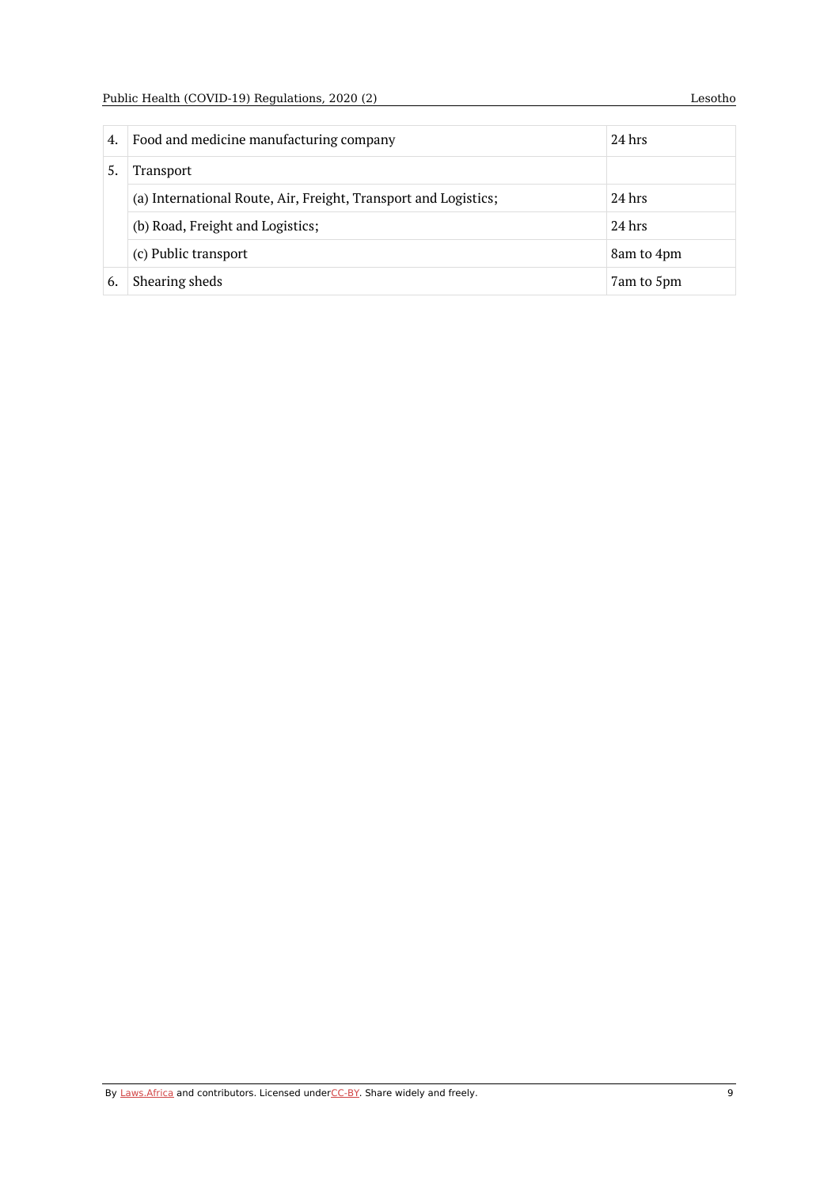| | | |
|---|---|---|
| 4. | Food and medicine manufacturing company | 24 hrs |
| 5. | Transport | |
| | (a) International Route, Air, Freight, Transport and Logistics; | 24 hrs |
| | (b) Road, Freight and Logistics; | 24 hrs |
| | (c) Public transport | 8am to 4pm |
| 6. | Shearing sheds | 7am to 5pm |